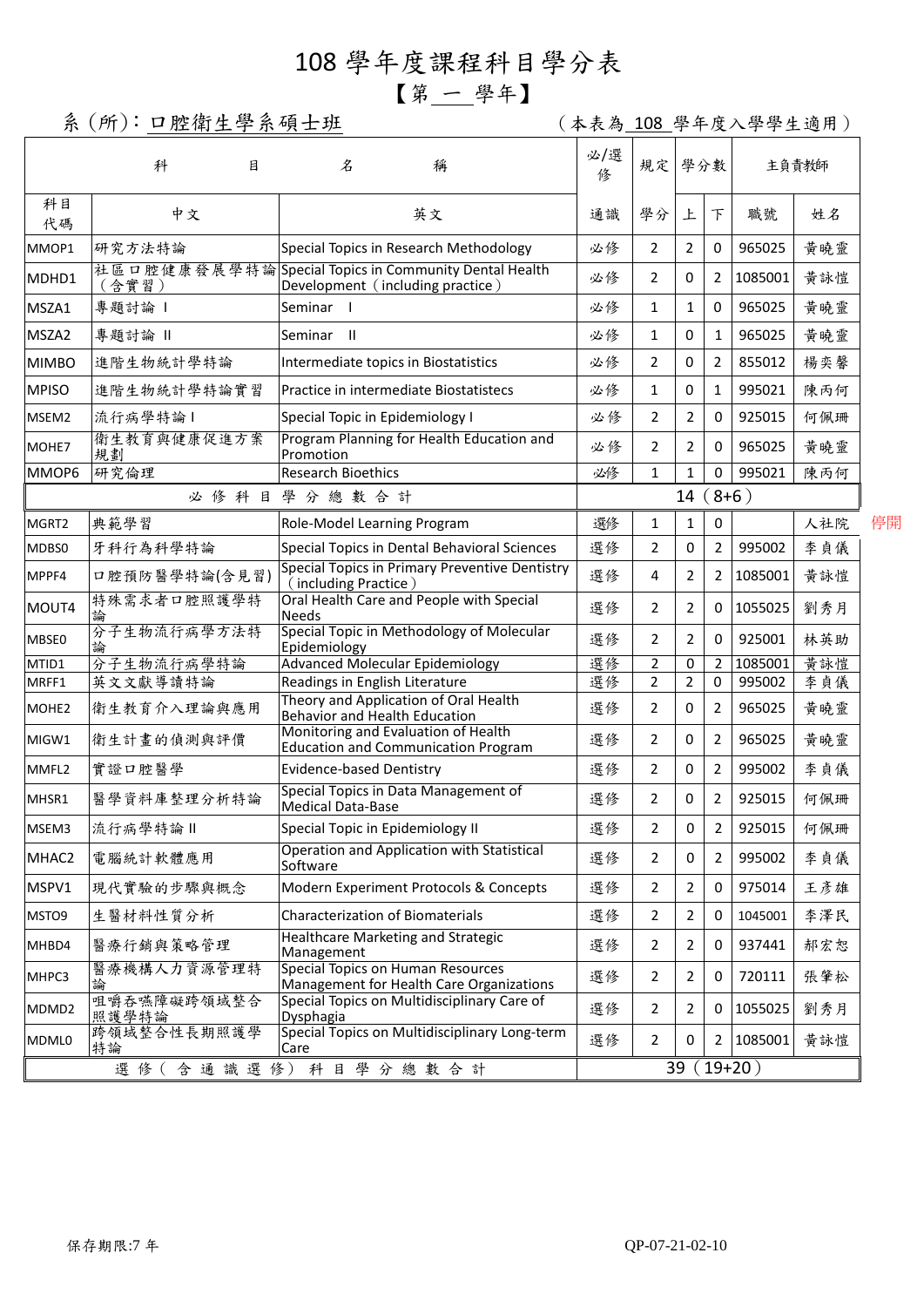# 108 學年度課程科目學分表

## 【第 一 學年】

系(所)：口腔衛生學系碩士班　　　　（本表為 108 學年度入學學生適用）

| 科目名稱 | | | 必/選修 | 規定學分數 | | | 主負責教師 | | |
|---|---|---|---|---|---|---|---|---|---|
| 科目代碼 | 中文 | 英文 | 通識 | 學分 | 上 | 下 | 職號 | 姓名 | |
| MMOP1 | 研究方法特論 | Special Topics in Research Methodology | 必修 | 2 | 2 | 0 | 965025 | 黃曉靈 | |
| MDHD1 | 社區口腔健康發展學特論（含實習） | Special Topics in Community Dental Health Development（including practice） | 必修 | 2 | 0 | 2 | 1085001 | 黃詠愷 | |
| MSZA1 | 專題討論 I | Seminar I | 必修 | 1 | 1 | 0 | 965025 | 黃曉靈 | |
| MSZA2 | 專題討論 II | Seminar II | 必修 | 1 | 0 | 1 | 965025 | 黃曉靈 | |
| MIMBO | 進階生物統計學特論 | Intermediate topics in Biostatistics | 必修 | 2 | 0 | 2 | 855012 | 楊奕馨 | |
| MPISO | 進階生物統計學特論實習 | Practice in intermediate Biostatistecs | 必修 | 1 | 0 | 1 | 995021 | 陳丙何 | |
| MSEM2 | 流行病學特論 I | Special Topic in Epidemiology I | 必修 | 2 | 2 | 0 | 925015 | 何佩珊 | |
| MOHE7 | 衛生教育與健康促進方案規劃 | Program Planning for Health Education and Promotion | 必修 | 2 | 2 | 0 | 965025 | 黃曉靈 | |
| MMOP6 | 研究倫理 | Research Bioethics | 必修 | 1 | 1 | 0 | 995021 | 陳丙何 | |
| 必修科目學分總數合計 | | | 14（8+6） | | | | | | |
| MGRT2 | 典範學習 | Role-Model Learning Program | 選修 | 1 | 1 | 0 | | 人社院 | 停開 |
| MDBS0 | 牙科行為科學特論 | Special Topics in Dental Behavioral Sciences | 選修 | 2 | 0 | 2 | 995002 | 李貞儀 | |
| MPPF4 | 口腔預防醫學特論(含見習) | Special Topics in Primary Preventive Dentistry（including Practice） | 選修 | 4 | 2 | 2 | 1085001 | 黃詠愷 | |
| MOUT4 | 特殊需求者口腔照護學特論 | Oral Health Care and People with Special Needs | 選修 | 2 | 2 | 0 | 1055025 | 劉秀月 | |
| MBSE0 | 分子生物流行病學方法特論 | Special Topic in Methodology of Molecular Epidemiology | 選修 | 2 | 2 | 0 | 925001 | 林英助 | |
| MTID1 | 分子生物流行病學特論 | Advanced Molecular Epidemiology | 選修 | 2 | 0 | 2 | 1085001 | 黃詠愷 | |
| MRFF1 | 英文文獻導讀特論 | Readings in English Literature | 選修 | 2 | 2 | 0 | 995002 | 李貞儀 | |
| MOHE2 | 衛生教育介入理論與應用 | Theory and Application of Oral Health Behavior and Health Education | 選修 | 2 | 0 | 2 | 965025 | 黃曉靈 | |
| MIGW1 | 衛生計畫的偵測與評價 | Monitoring and Evaluation of Health Education and Communication Program | 選修 | 2 | 0 | 2 | 965025 | 黃曉靈 | |
| MMFL2 | 實證口腔醫學 | Evidence-based Dentistry | 選修 | 2 | 0 | 2 | 995002 | 李貞儀 | |
| MHSR1 | 醫學資料庫整理分析特論 | Special Topics in Data Management of Medical Data-Base | 選修 | 2 | 0 | 2 | 925015 | 何佩珊 | |
| MSEM3 | 流行病學特論 II | Special Topic in Epidemiology II | 選修 | 2 | 0 | 2 | 925015 | 何佩珊 | |
| MHAC2 | 電腦統計軟體應用 | Operation and Application with Statistical Software | 選修 | 2 | 0 | 2 | 995002 | 李貞儀 | |
| MSPV1 | 現代實驗的步驟與概念 | Modern Experiment Protocols & Concepts | 選修 | 2 | 2 | 0 | 975014 | 王彥雄 | |
| MSTO9 | 生醫材料性質分析 | Characterization of Biomaterials | 選修 | 2 | 2 | 0 | 1045001 | 李澤民 | |
| MHBD4 | 醫療行銷與策略管理 | Healthcare Marketing and Strategic Management | 選修 | 2 | 2 | 0 | 937441 | 郝宏恕 | |
| MHPC3 | 醫療機構人力資源管理特論 | Special Topics on Human Resources Management for Health Care Organizations | 選修 | 2 | 2 | 0 | 720111 | 張肇松 | |
| MDMD2 | 咀嚼吞嚥障礙跨領域整合照護學特論 | Special Topics on Multidisciplinary Care of Dysphagia | 選修 | 2 | 2 | 0 | 1055025 | 劉秀月 | |
| MDML0 | 跨領域整合性長期照護學特論 | Special Topics on Multidisciplinary Long-term Care | 選修 | 2 | 0 | 2 | 1085001 | 黃詠愷 | |
| 選修（含通識選修）科目學分總數合計 | | | 39（19+20） | | | | | | |

保存期限:7 年　　　　QP-07-21-02-10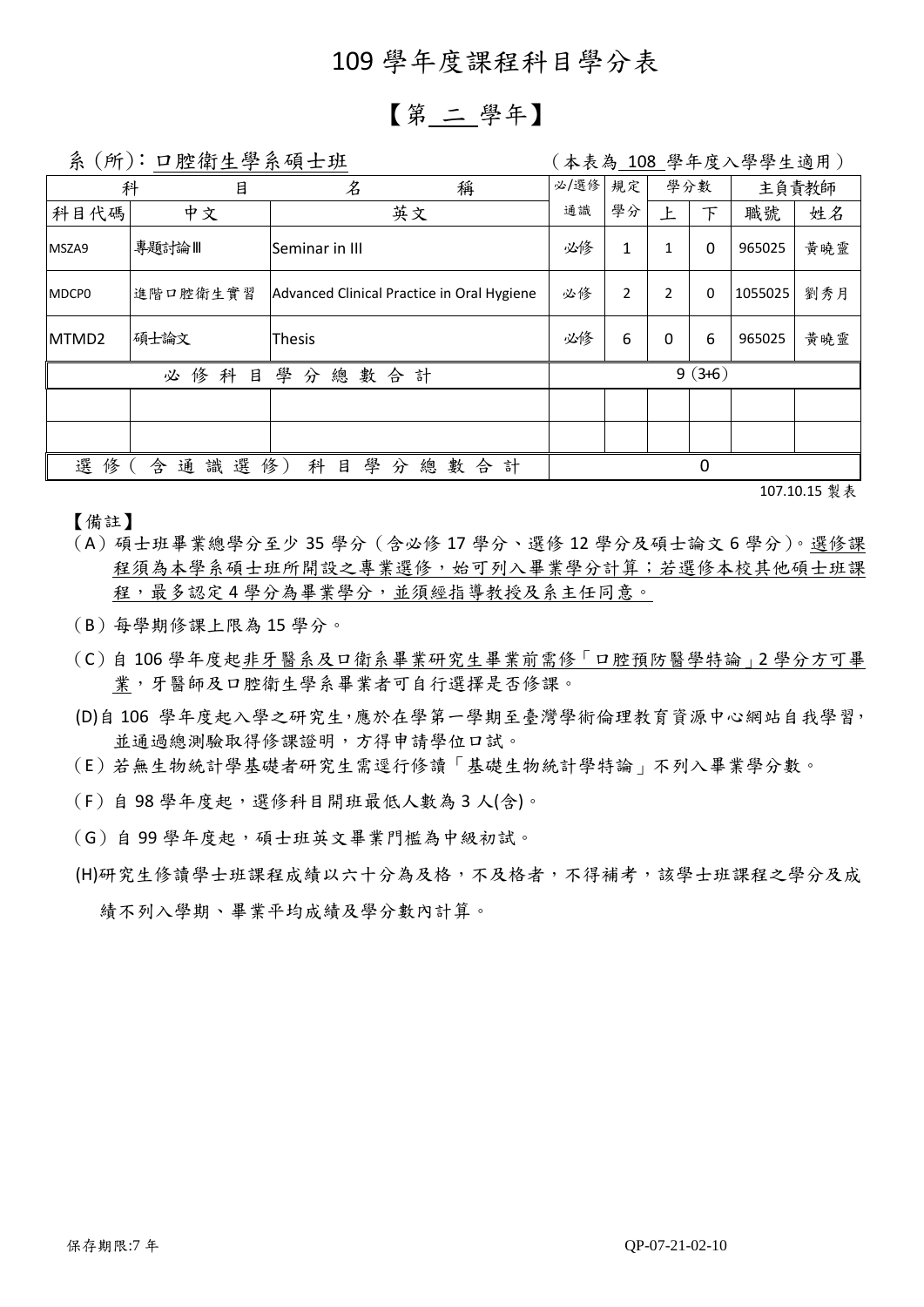# 109 學年度課程科目學分表

## 【第 二 學年】

系（所）：口腔衛生學系碩士班　　　　　　（本表為 108 學年度入學學生適用）

| 科目名稱 | | | 必/選修 | 規定 | 學分數 | | 主負責教師 | |
|---|---|---|---|---|---|---|---|---|
| 科目代碼 | 中文 | 英文 | 通識 | 學分 | 上 | 下 | 職號 | 姓名 |
| MSZA9 | 專題討論Ⅲ | Seminar in III | 必修 | 1 | 1 | 0 | 965025 | 黃曉靈 |
| MDCP0 | 進階口腔衛生實習 | Advanced Clinical Practice in Oral Hygiene | 必修 | 2 | 2 | 0 | 1055025 | 劉秀月 |
| MTMD2 | 碩士論文 | Thesis | 必修 | 6 | 0 | 6 | 965025 | 黃曉靈 |
| 必修科目學分總數合計 | | | 9 (3+6) | | | | | |
| | | | | | | | | |
| | | | | | | | | |
| 選修（含通識選修）科目學分總數合計 | | | 0 | | | | | |

107.10.15 製表

【備註】

（A）碩士班畢業總學分至少 35 學分（含必修 17 學分、選修 12 學分及碩士論文 6 學分）。選修課程須為本學系碩士班所開設之專業選修，始可列入畢業學分計算；若選修本校其他碩士班課程，最多認定 4 學分為畢業學分，並須經指導教授及系主任同意。

（B）每學期修課上限為 15 學分。

（C）自 106 學年度起非牙醫系及口衛系畢業研究生畢業前需修「口腔預防醫學特論」2 學分方可畢業，牙醫師及口腔衛生學系畢業者可自行選擇是否修課。

(D)自 106 學年度起入學之研究生,應於在學第一學期至臺灣學術倫理教育資源中心網站自我學習,並通過總測驗取得修課證明，方得申請學位口試。

（E）若無生物統計學基礎者研究生需逕行修讀「基礎生物統計學特論」不列入畢業學分數。

（F）自 98 學年度起，選修科目開班最低人數為 3 人(含)。

（G）自 99 學年度起，碩士班英文畢業門檻為中級初試。

(H)研究生修讀學士班課程成績以六十分為及格，不及格者，不得補考，該學士班課程之學分及成績不列入學期、畢業平均成績及學分數內計算。

保存期限:7 年　　　　QP-07-21-02-10